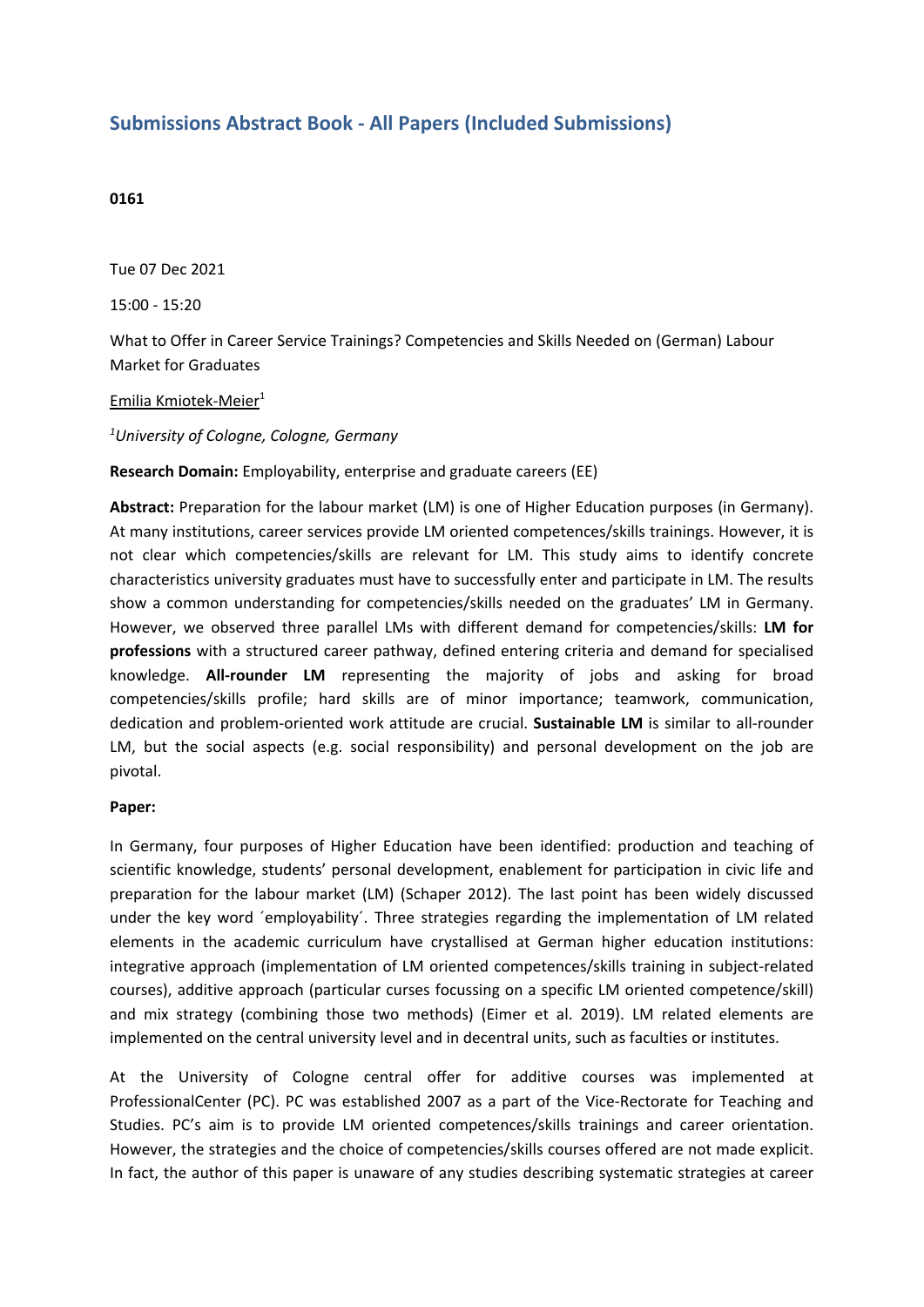## Submissions Abstract Book - All Papers (Included Submissions)

**0161**

Tue 07 Dec 2021

15:00 - 15:20

What to Offer in Career Service Trainings? Competencies and Skills Needed on (German) Labour Market for Graduates

Emilia Kmiotek-Meier[1]

[1]*University of Cologne, Cologne, Germany*

**Research Domain:** Employability, enterprise and graduate careers (EE)

**Abstract:** Preparation for the labour market (LM) is one of Higher Education purposes (in Germany). At many institutions, career services provide LM oriented competences/skills trainings. However, it is not clear which competencies/skills are relevant for LM. This study aims to identify concrete characteristics university graduates must have to successfully enter and participate in LM. The results show a common understanding for competencies/skills needed on the graduates' LM in Germany. However, we observed three parallel LMs with different demand for competencies/skills: **LM for professions** with a structured career pathway, defined entering criteria and demand for specialised knowledge. **All-rounder LM** representing the majority of jobs and asking for broad competencies/skills profile; hard skills are of minor importance; teamwork, communication, dedication and problem-oriented work attitude are crucial. **Sustainable LM** is similar to all-rounder LM, but the social aspects (e.g. social responsibility) and personal development on the job are pivotal.

**Paper:**

In Germany, four purposes of Higher Education have been identified: production and teaching of scientific knowledge, students' personal development, enablement for participation in civic life and preparation for the labour market (LM) (Schaper 2012). The last point has been widely discussed under the key word ´employability´. Three strategies regarding the implementation of LM related elements in the academic curriculum have crystallised at German higher education institutions: integrative approach (implementation of LM oriented competences/skills training in subject-related courses), additive approach (particular curses focussing on a specific LM oriented competence/skill) and mix strategy (combining those two methods) (Eimer et al. 2019). LM related elements are implemented on the central university level and in decentral units, such as faculties or institutes.

At the University of Cologne central offer for additive courses was implemented at ProfessionalCenter (PC). PC was established 2007 as a part of the Vice-Rectorate for Teaching and Studies. PC's aim is to provide LM oriented competences/skills trainings and career orientation. However, the strategies and the choice of competencies/skills courses offered are not made explicit. In fact, the author of this paper is unaware of any studies describing systematic strategies at career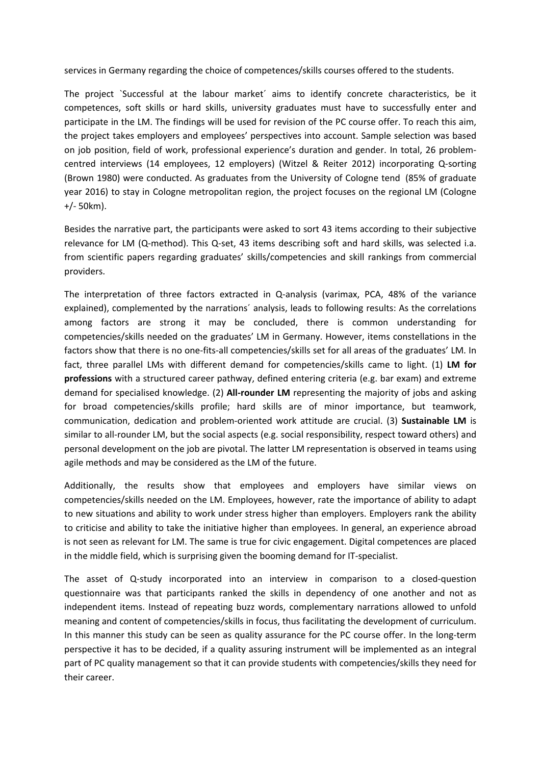services in Germany regarding the choice of competences/skills courses offered to the students.

The project `Successful at the labour market´ aims to identify concrete characteristics, be it competences, soft skills or hard skills, university graduates must have to successfully enter and participate in the LM. The findings will be used for revision of the PC course offer. To reach this aim, the project takes employers and employees' perspectives into account. Sample selection was based on job position, field of work, professional experience's duration and gender. In total, 26 problem-centred interviews (14 employees, 12 employers) (Witzel & Reiter 2012) incorporating Q-sorting (Brown 1980) were conducted. As graduates from the University of Cologne tend (85% of graduate year 2016) to stay in Cologne metropolitan region, the project focuses on the regional LM (Cologne +/- 50km).

Besides the narrative part, the participants were asked to sort 43 items according to their subjective relevance for LM (Q-method). This Q-set, 43 items describing soft and hard skills, was selected i.a. from scientific papers regarding graduates' skills/competencies and skill rankings from commercial providers.

The interpretation of three factors extracted in Q-analysis (varimax, PCA, 48% of the variance explained), complemented by the narrations´ analysis, leads to following results: As the correlations among factors are strong it may be concluded, there is common understanding for competencies/skills needed on the graduates' LM in Germany. However, items constellations in the factors show that there is no one-fits-all competencies/skills set for all areas of the graduates' LM. In fact, three parallel LMs with different demand for competencies/skills came to light. (1) **LM for professions** with a structured career pathway, defined entering criteria (e.g. bar exam) and extreme demand for specialised knowledge. (2) **All-rounder LM** representing the majority of jobs and asking for broad competencies/skills profile; hard skills are of minor importance, but teamwork, communication, dedication and problem-oriented work attitude are crucial. (3) **Sustainable LM** is similar to all-rounder LM, but the social aspects (e.g. social responsibility, respect toward others) and personal development on the job are pivotal. The latter LM representation is observed in teams using agile methods and may be considered as the LM of the future.

Additionally, the results show that employees and employers have similar views on competencies/skills needed on the LM. Employees, however, rate the importance of ability to adapt to new situations and ability to work under stress higher than employers. Employers rank the ability to criticise and ability to take the initiative higher than employees. In general, an experience abroad is not seen as relevant for LM. The same is true for civic engagement. Digital competences are placed in the middle field, which is surprising given the booming demand for IT-specialist.

The asset of Q-study incorporated into an interview in comparison to a closed-question questionnaire was that participants ranked the skills in dependency of one another and not as independent items. Instead of repeating buzz words, complementary narrations allowed to unfold meaning and content of competencies/skills in focus, thus facilitating the development of curriculum. In this manner this study can be seen as quality assurance for the PC course offer. In the long-term perspective it has to be decided, if a quality assuring instrument will be implemented as an integral part of PC quality management so that it can provide students with competencies/skills they need for their career.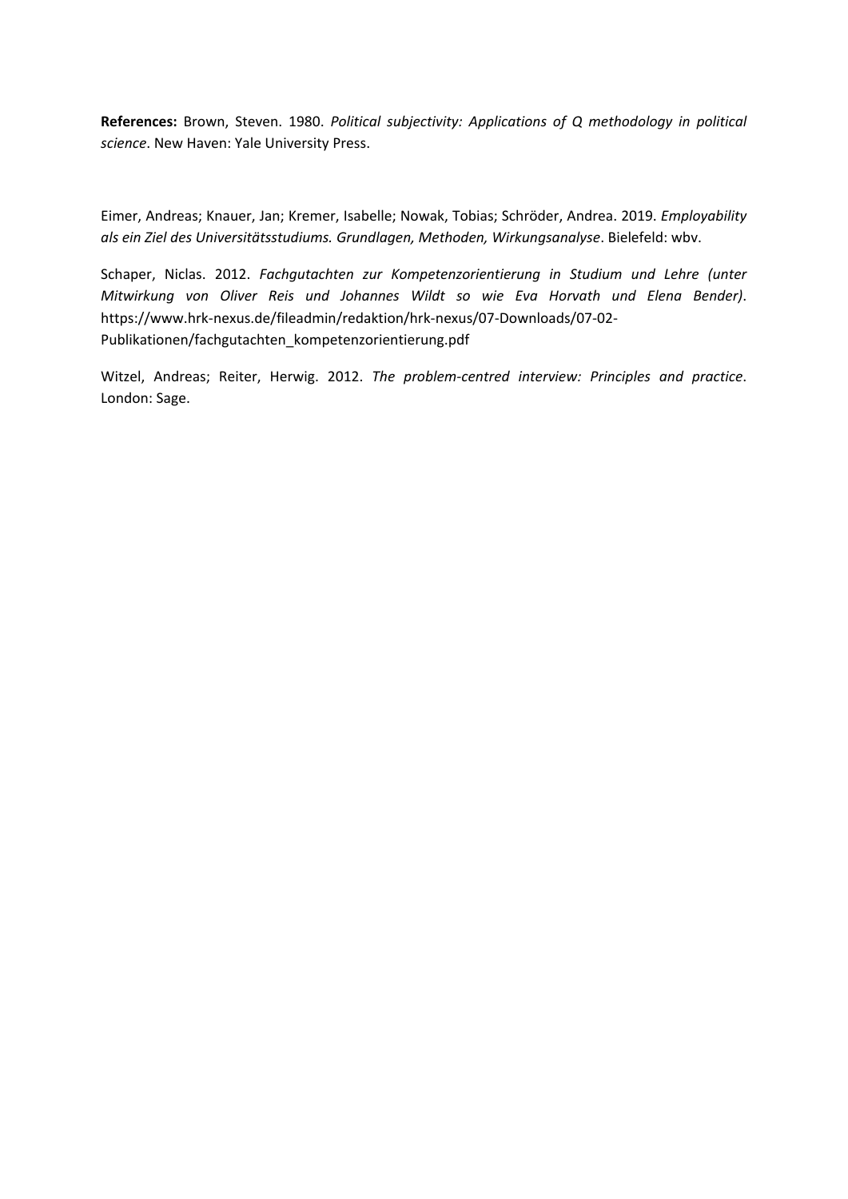**References:** Brown, Steven. 1980. *Political subjectivity: Applications of Q methodology in political science*. New Haven: Yale University Press.

Eimer, Andreas; Knauer, Jan; Kremer, Isabelle; Nowak, Tobias; Schröder, Andrea. 2019. *Employability als ein Ziel des Universitätsstudiums. Grundlagen, Methoden, Wirkungsanalyse*. Bielefeld: wbv.

Schaper, Niclas. 2012. *Fachgutachten zur Kompetenzorientierung in Studium und Lehre (unter Mitwirkung von Oliver Reis und Johannes Wildt so wie Eva Horvath und Elena Bender)*. https://www.hrk-nexus.de/fileadmin/redaktion/hrk-nexus/07-Downloads/07-02-Publikationen/fachgutachten_kompetenzorientierung.pdf

Witzel, Andreas; Reiter, Herwig. 2012. *The problem-centred interview: Principles and practice*. London: Sage.